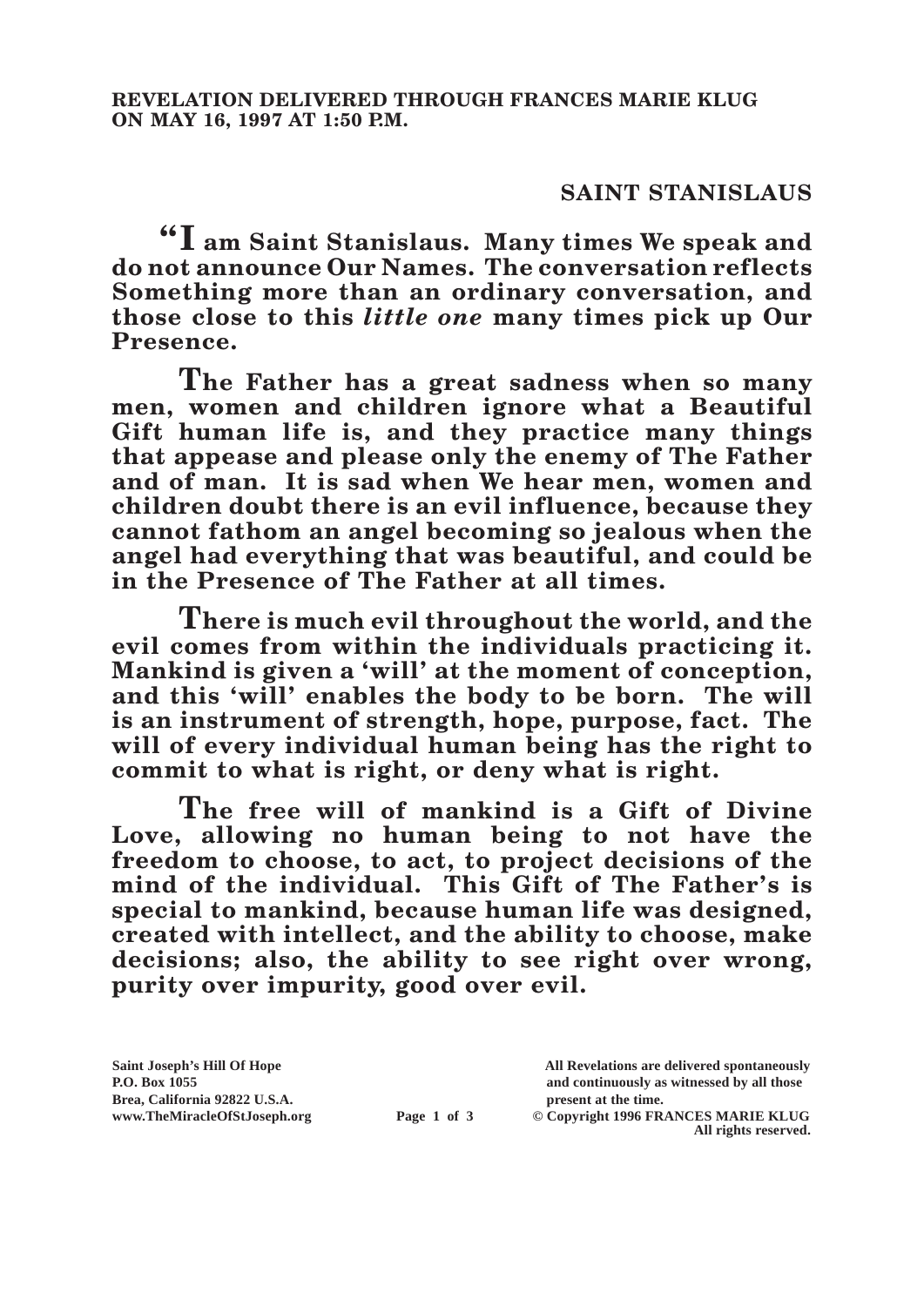**REVELATION DELIVERED THROUGH FRANCES MARIE KLUG ON MAY 16, 1997 AT 1:50 P.M.**

## SAINT STANISLAUS

**"I am Saint Stanislaus. Many times We speak and do not announce Our Names. The conversation reflects Something more than an ordinary conversation, and those close to this *little one* many times pick up Our Presence.**

**The Father has a great sadness when so many men, women and children ignore what a Beautiful Gift human life is, and they practice many things that appease and please only the enemy of The Father and of man. It is sad when We hear men, women and children doubt there is an evil influence, because they cannot fathom an angel becoming so jealous when the angel had everything that was beautiful, and could be in the Presence of The Father at all times.**

**There is much evil throughout the world, and the evil comes from within the individuals practicing it. Mankind is given a 'will' at the moment of conception, and this 'will' enables the body to be born. The will is an instrument of strength, hope, purpose, fact. The will of every individual human being has the right to commit to what is right, or deny what is right.**

**The free will of mankind is a Gift of Divine Love, allowing no human being to not have the freedom to choose, to act, to project decisions of the mind of the individual. This Gift of The Father's is special to mankind, because human life was designed, created with intellect, and the ability to choose, make decisions; also, the ability to see right over wrong, purity over impurity, good over evil.**

**Saint Joseph's Hill Of Hope**
**P.O. Box 1055**
**Brea, California 92822 U.S.A.**
**www.TheMiracleOfStJoseph.org**

**All Revelations are delivered spontaneously and continuously as witnessed by all those present at the time.**
**© Copyright 1996 FRANCES MARIE KLUG**
**All rights reserved.**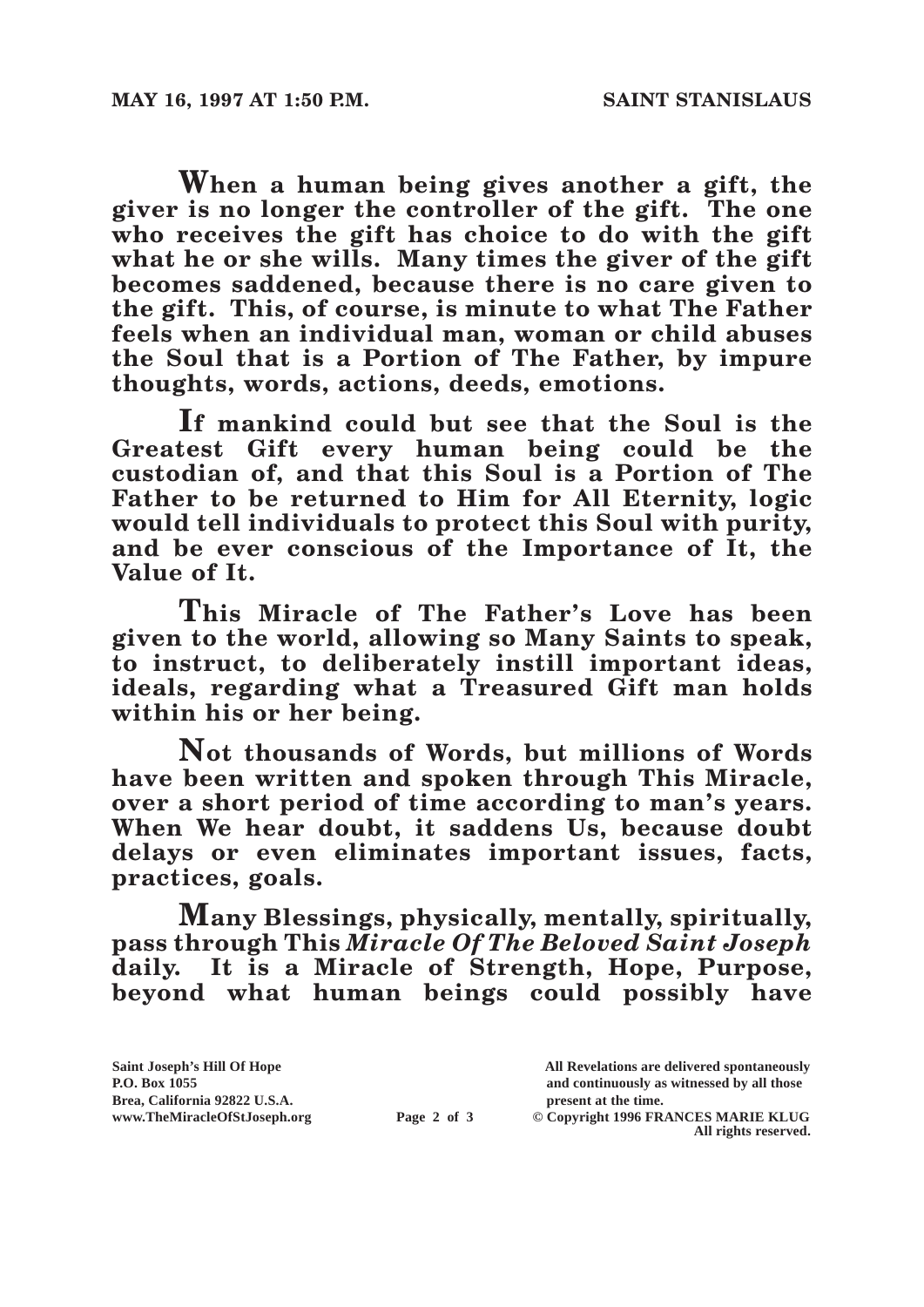**When a human being gives another a gift, the giver is no longer the controller of the gift. The one who receives the gift has choice to do with the gift what he or she wills. Many times the giver of the gift becomes saddened, because there is no care given to the gift. This, of course, is minute to what The Father feels when an individual man, woman or child abuses the Soul that is a Portion of The Father, by impure thoughts, words, actions, deeds, emotions.**

**If mankind could but see that the Soul is the Greatest Gift every human being could be the custodian of, and that this Soul is a Portion of The Father to be returned to Him for All Eternity, logic would tell individuals to protect this Soul with purity, and be ever conscious of the Importance of It, the Value of It.**

**This Miracle of The Father's Love has been given to the world, allowing so Many Saints to speak, to instruct, to deliberately instill important ideas, ideals, regarding what a Treasured Gift man holds within his or her being.**

**Not thousands of Words, but millions of Words have been written and spoken through This Miracle, over a short period of time according to man's years. When We hear doubt, it saddens Us, because doubt delays or even eliminates important issues, facts, practices, goals.**

**Many Blessings, physically, mentally, spiritually, pass through This *Miracle Of The Beloved Saint Joseph* daily. It is a Miracle of Strength, Hope, Purpose, beyond what human beings could possibly have**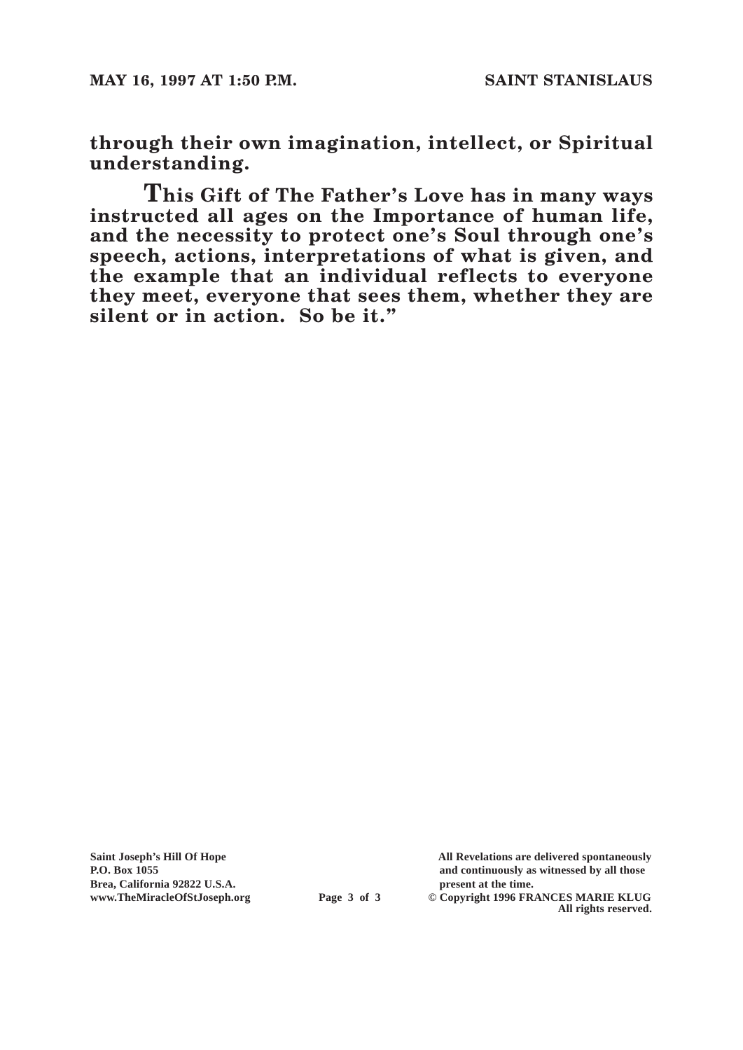**through their own imagination, intellect, or Spiritual understanding.**

**This Gift of The Father's Love has in many ways instructed all ages on the Importance of human life, and the necessity to protect one's Soul through one's speech, actions, interpretations of what is given, and the example that an individual reflects to everyone they meet, everyone that sees them, whether they are silent or in action. So be it."**